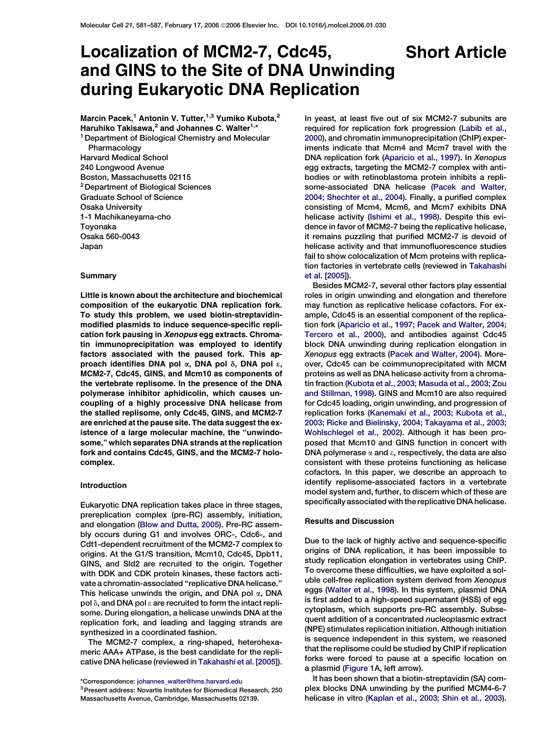# Localization of MCM2-7, Cdc45, and GINS to the Site of DNA Unwinding during Eukaryotic DNA Replication

**Short Article**

Marcin Pacek,[1] Antonin V. Tutter,[1,3] Yumiko Kubota,[2] Haruhiko Takisawa,[2] and Johannes C. Walter[1,*]

[1] Department of Biological Chemistry and Molecular Pharmacology
Harvard Medical School
240 Longwood Avenue
Boston, Massachusetts 02115

[2] Department of Biological Sciences
Graduate School of Science
Osaka University
1-1 Machikaneyama-cho
Toyonaka
Osaka 560-0043
Japan

## Summary

**Little is known about the architecture and biochemical composition of the eukaryotic DNA replication fork. To study this problem, we used biotin-streptavidin-modified plasmids to induce sequence-specific replication fork pausing in *Xenopus* egg extracts. Chromatin immunoprecipitation was employed to identify factors associated with the paused fork. This approach identifies DNA pol α, DNA pol δ, DNA pol ε, MCM2-7, Cdc45, GINS, and Mcm10 as components of the vertebrate replisome. In the presence of the DNA polymerase inhibitor aphidicolin, which causes uncoupling of a highly processive DNA helicase from the stalled replisome, only Cdc45, GINS, and MCM2-7 are enriched at the pause site. The data suggest the existence of a large molecular machine, the "unwindosome," which separates DNA strands at the replication fork and contains Cdc45, GINS, and the MCM2-7 holocomplex.**

## Introduction

Eukaryotic DNA replication takes place in three stages, prereplication complex (pre-RC) assembly, initiation, and elongation (Blow and Dutta, 2005). Pre-RC assembly occurs during G1 and involves ORC-, Cdc6-, and Cdt1-dependent recruitment of the MCM2-7 complex to origins. At the G1/S transition, Mcm10, Cdc45, Dpb11, GINS, and Sld2 are recruited to the origin. Together with DDK and CDK protein kinases, these factors activate a chromatin-associated "replicative DNA helicase." This helicase unwinds the origin, and DNA pol α, DNA pol δ, and DNA pol ε are recruited to form the intact replisome. During elongation, a helicase unwinds DNA at the replication fork, and leading and lagging strands are synthesized in a coordinated fashion.

The MCM2-7 complex, a ring-shaped, heterohexameric AAA+ ATPase, is the best candidate for the replicative DNA helicase (reviewed in Takahashi et al. [2005]). In yeast, at least five out of six MCM2-7 subunits are required for replication fork progression (Labib et al., 2000), and chromatin immunoprecipitation (ChIP) experiments indicate that Mcm4 and Mcm7 travel with the DNA replication fork (Aparicio et al., 1997). In *Xenopus* egg extracts, targeting the MCM2-7 complex with antibodies or with retinoblastoma protein inhibits a replisome-associated DNA helicase (Pacek and Walter, 2004; Shechter et al., 2004). Finally, a purified complex consisting of Mcm4, Mcm6, and Mcm7 exhibits DNA helicase activity (Ishimi et al., 1998). Despite this evidence in favor of MCM2-7 being the replicative helicase, it remains puzzling that purified MCM2-7 is devoid of helicase activity and that immunofluorescence studies fail to show colocalization of Mcm proteins with replication factories in vertebrate cells (reviewed in Takahashi et al. [2005]).

Besides MCM2-7, several other factors play essential roles in origin unwinding and elongation and therefore may function as replicative helicase cofactors. For example, Cdc45 is an essential component of the replication fork (Aparicio et al., 1997; Pacek and Walter, 2004; Tercero et al., 2000), and antibodies against Cdc45 block DNA unwinding during replication elongation in *Xenopus* egg extracts (Pacek and Walter, 2004). Moreover, Cdc45 can be coimmunoprecipitated with MCM proteins as well as DNA helicase activity from a chromatin fraction (Kubota et al., 2003; Masuda et al., 2003; Zou and Stillman, 1998). GINS and Mcm10 are also required for Cdc45 loading, origin unwinding, and progression of replication forks (Kanemaki et al., 2003; Kubota et al., 2003; Ricke and Bielinsky, 2004; Takayama et al., 2003; Wohlschlegel et al., 2002). Although it has been proposed that Mcm10 and GINS function in concert with DNA polymerase α and ε, respectively, the data are also consistent with these proteins functioning as helicase cofactors. In this paper, we describe an approach to identify replisome-associated factors in a vertebrate model system and, further, to discern which of these are specifically associated with the replicative DNA helicase.

## Results and Discussion

Due to the lack of highly active and sequence-specific origins of DNA replication, it has been impossible to study replication elongation in vertebrates using ChIP. To overcome these difficulties, we have exploited a soluble cell-free replication system derived from *Xenopus* eggs (Walter et al., 1998). In this system, plasmid DNA is first added to a *h*igh-*s*peed *s*upernatant (HSS) of egg cytoplasm, which supports pre-RC assembly. Subsequent addition of a concentrated *n*ucleo*p*lasmic *e*xtract (NPE) stimulates replication initiation. Although initiation is sequence independent in this system, we reasoned that the replisome could be studied by ChIP if replication forks were forced to pause at a specific location on a plasmid (Figure 1A, left arrow).

It has been shown that a biotin-streptavidin (SA) complex blocks DNA unwinding by the purified MCM4-6-7 helicase in vitro (Kaplan et al., 2003; Shin et al., 2003).

*Correspondence: johannes_walter@hms.harvard.edu

[3] Present address: Novartis Institutes for Biomedical Research, 250 Massachusetts Avenue, Cambridge, Massachusetts 02139.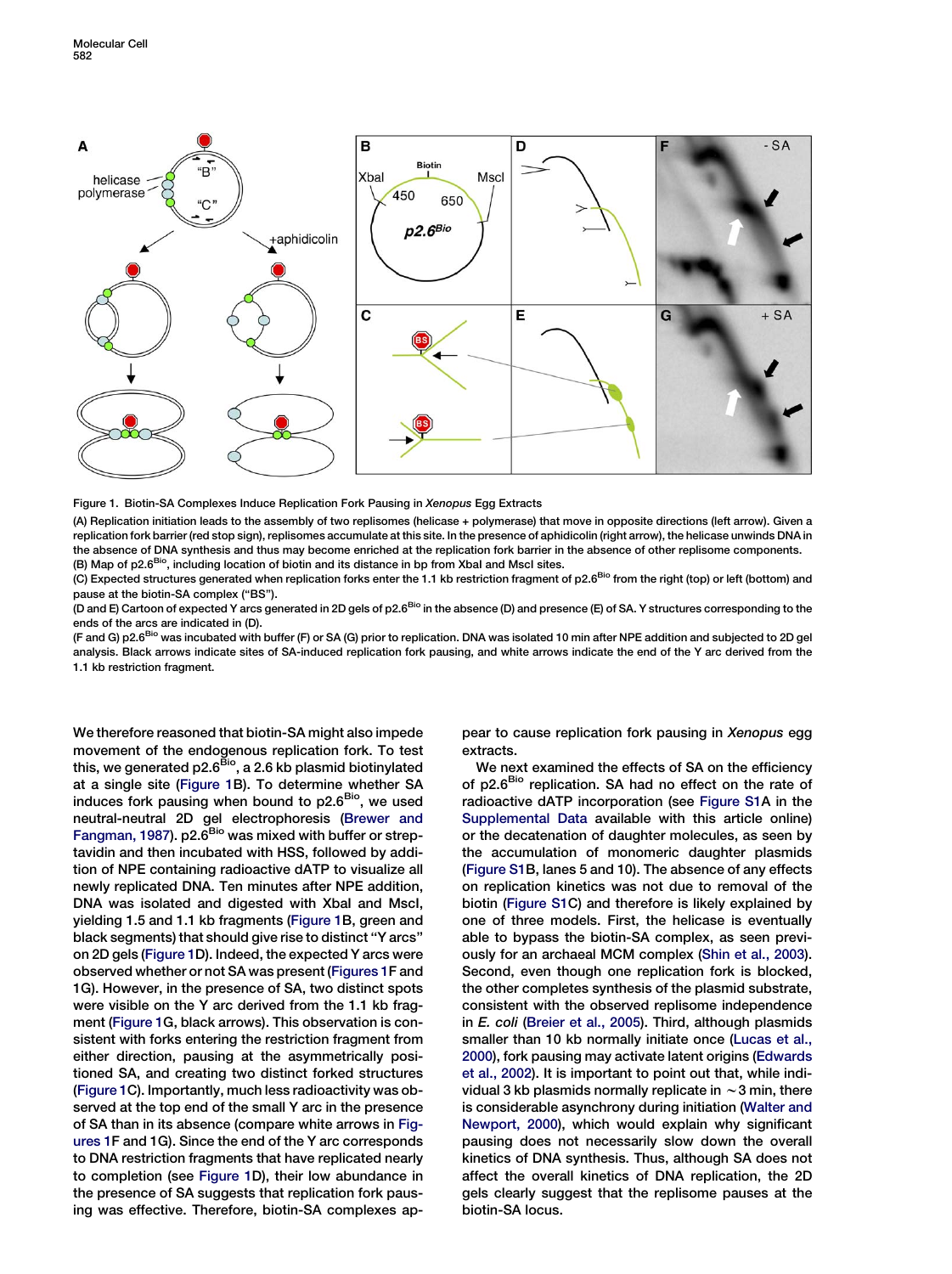Figure 1. Biotin-SA Complexes Induce Replication Fork Pausing in *Xenopus* Egg Extracts

(A) Replication initiation leads to the assembly of two replisomes (helicase + polymerase) that move in opposite directions (left arrow). Given a replication fork barrier (red stop sign), replisomes accumulate at this site. In the presence of aphidicolin (right arrow), the helicase unwinds DNA in the absence of DNA synthesis and thus may become enriched at the replication fork barrier in the absence of other replisome components.

(B) Map of p2.6[Bio], including location of biotin and its distance in bp from XbaI and MscI sites.

(C) Expected structures generated when replication forks enter the 1.1 kb restriction fragment of p2.6[Bio] from the right (top) or left (bottom) and pause at the biotin-SA complex ("BS").

(D and E) Cartoon of expected Y arcs generated in 2D gels of p2.6[Bio] in the absence (D) and presence (E) of SA. Y structures corresponding to the ends of the arcs are indicated in (D).

(F and G) p2.6[Bio] was incubated with buffer (F) or SA (G) prior to replication. DNA was isolated 10 min after NPE addition and subjected to 2D gel analysis. Black arrows indicate sites of SA-induced replication fork pausing, and white arrows indicate the end of the Y arc derived from the 1.1 kb restriction fragment.

We therefore reasoned that biotin-SA might also impede movement of the endogenous replication fork. To test this, we generated p2.6[Bio], a 2.6 kb plasmid biotinylated at a single site (Figure 1B). To determine whether SA induces fork pausing when bound to p2.6[Bio], we used neutral-neutral 2D gel electrophoresis (Brewer and Fangman, 1987). p2.6[Bio] was mixed with buffer or streptavidin and then incubated with HSS, followed by addition of NPE containing radioactive dATP to visualize all newly replicated DNA. Ten minutes after NPE addition, DNA was isolated and digested with XbaI and MscI, yielding 1.5 and 1.1 kb fragments (Figure 1B, green and black segments) that should give rise to distinct "Y arcs" on 2D gels (Figure 1D). Indeed, the expected Y arcs were observed whether or not SA was present (Figures 1F and 1G). However, in the presence of SA, two distinct spots were visible on the Y arc derived from the 1.1 kb fragment (Figure 1G, black arrows). This observation is consistent with forks entering the restriction fragment from either direction, pausing at the asymmetrically positioned SA, and creating two distinct forked structures (Figure 1C). Importantly, much less radioactivity was observed at the top end of the small Y arc in the presence of SA than in its absence (compare white arrows in Figures 1F and 1G). Since the end of the Y arc corresponds to DNA restriction fragments that have replicated nearly to completion (see Figure 1D), their low abundance in the presence of SA suggests that replication fork pausing was effective. Therefore, biotin-SA complexes appear to cause replication fork pausing in *Xenopus* egg extracts.

We next examined the effects of SA on the efficiency of p2.6[Bio] replication. SA had no effect on the rate of radioactive dATP incorporation (see Figure S1A in the Supplemental Data available with this article online) or the decatenation of daughter molecules, as seen by the accumulation of monomeric daughter plasmids (Figure S1B, lanes 5 and 10). The absence of any effects on replication kinetics was not due to removal of the biotin (Figure S1C) and therefore is likely explained by one of three models. First, the helicase is eventually able to bypass the biotin-SA complex, as seen previously for an archaeal MCM complex (Shin et al., 2003). Second, even though one replication fork is blocked, the other completes synthesis of the plasmid substrate, consistent with the observed replisome independence in *E. coli* (Breier et al., 2005). Third, although plasmids smaller than 10 kb normally initiate once (Lucas et al., 2000), fork pausing may activate latent origins (Edwards et al., 2002). It is important to point out that, while individual 3 kb plasmids normally replicate in ~3 min, there is considerable asynchrony during initiation (Walter and Newport, 2000), which would explain why significant pausing does not necessarily slow down the overall kinetics of DNA synthesis. Thus, although SA does not affect the overall kinetics of DNA replication, the 2D gels clearly suggest that the replisome pauses at the biotin-SA locus.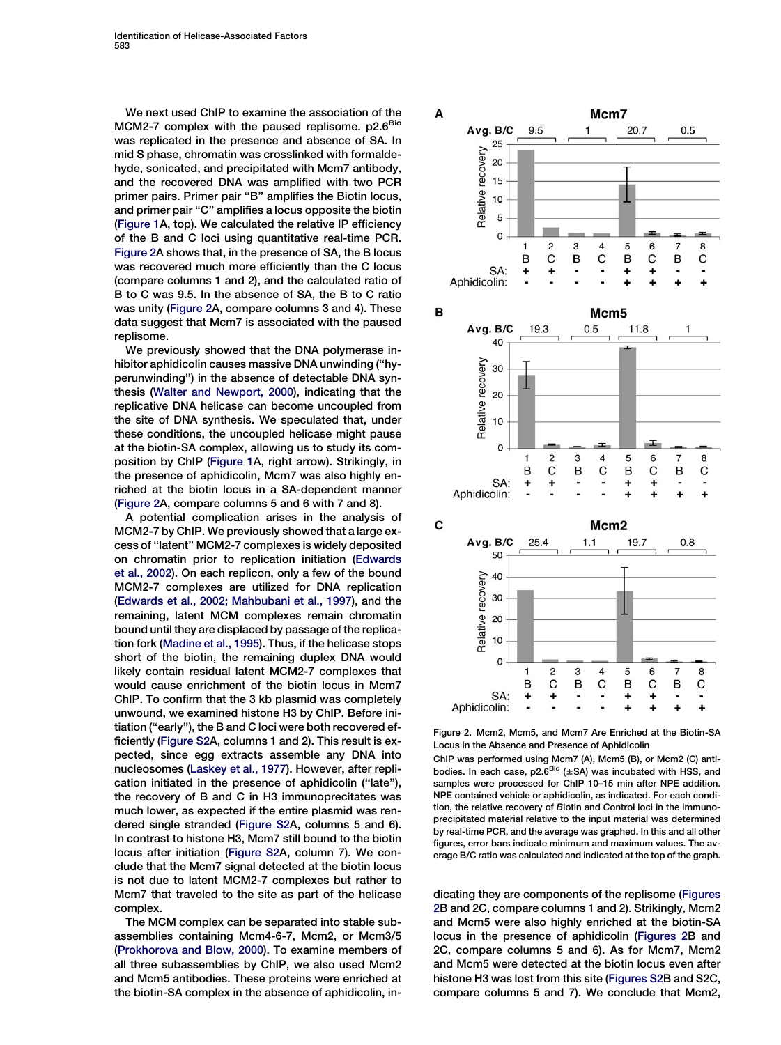We next used ChIP to examine the association of the MCM2-7 complex with the paused replisome. p2.6$^{Bio}$ was replicated in the presence and absence of SA. In mid S phase, chromatin was crosslinked with formaldehyde, sonicated, and precipitated with Mcm7 antibody, and the recovered DNA was amplified with two PCR primer pairs. Primer pair "B" amplifies the Biotin locus, and primer pair "C" amplifies a locus opposite the biotin (Figure 1A, top). We calculated the relative IP efficiency of the B and C loci using quantitative real-time PCR. Figure 2A shows that, in the presence of SA, the B locus was recovered much more efficiently than the C locus (compare columns 1 and 2), and the calculated ratio of B to C was 9.5. In the absence of SA, the B to C ratio was unity (Figure 2A, compare columns 3 and 4). These data suggest that Mcm7 is associated with the paused replisome.

We previously showed that the DNA polymerase inhibitor aphidicolin causes massive DNA unwinding ("hyperunwinding") in the absence of detectable DNA synthesis (Walter and Newport, 2000), indicating that the replicative DNA helicase can become uncoupled from the site of DNA synthesis. We speculated that, under these conditions, the uncoupled helicase might pause at the biotin-SA complex, allowing us to study its composition by ChIP (Figure 1A, right arrow). Strikingly, in the presence of aphidicolin, Mcm7 was also highly enriched at the biotin locus in a SA-dependent manner (Figure 2A, compare columns 5 and 6 with 7 and 8).

A potential complication arises in the analysis of MCM2-7 by ChIP. We previously showed that a large excess of "latent" MCM2-7 complexes is widely deposited on chromatin prior to replication initiation (Edwards et al., 2002). On each replicon, only a few of the bound MCM2-7 complexes are utilized for DNA replication (Edwards et al., 2002; Mahbubani et al., 1997), and the remaining, latent MCM complexes remain chromatin bound until they are displaced by passage of the replication fork (Madine et al., 1995). Thus, if the helicase stops short of the biotin, the remaining duplex DNA would likely contain residual latent MCM2-7 complexes that would cause enrichment of the biotin locus in Mcm7 ChIP. To confirm that the 3 kb plasmid was completely unwound, we examined histone H3 by ChIP. Before initiation ("early"), the B and C loci were both recovered efficiently (Figure S2A, columns 1 and 2). This result is expected, since egg extracts assemble any DNA into nucleosomes (Laskey et al., 1977). However, after replication initiated in the presence of aphidicolin ("late"), the recovery of B and C in H3 immunoprecipitates was much lower, as expected if the entire plasmid was rendered single stranded (Figure S2A, columns 5 and 6). In contrast to histone H3, Mcm7 still bound to the biotin locus after initiation (Figure S2A, column 7). We conclude that the Mcm7 signal detected at the biotin locus is not due to latent MCM2-7 complexes but rather to Mcm7 that traveled to the site as part of the helicase complex.

The MCM complex can be separated into stable subassemblies containing Mcm4-6-7, Mcm2, or Mcm3/5 (Prokhorova and Blow, 2000). To examine members of all three subassemblies by ChIP, we also used Mcm2 and Mcm5 antibodies. These proteins were enriched at the biotin-SA complex in the absence of aphidicolin, indicating they are components of the replisome (Figures 2B and 2C, compare columns 1 and 2). Strikingly, Mcm2 and Mcm5 were also highly enriched at the biotin-SA locus in the presence of aphidicolin (Figures 2B and 2C, compare columns 5 and 6). As for Mcm7, Mcm2 and Mcm5 were detected at the biotin locus even after histone H3 was lost from this site (Figures S2B and S2C, compare columns 5 and 7). We conclude that Mcm2,

Figure 2. Mcm2, Mcm5, and Mcm7 Are Enriched at the Biotin-SA Locus in the Absence and Presence of Aphidicolin

ChIP was performed using Mcm7 (A), Mcm5 (B), or Mcm2 (C) antibodies. In each case, p2.6$^{Bio}$ (±SA) was incubated with HSS, and samples were processed for ChIP 10–15 min after NPE addition. NPE contained vehicle or aphidicolin, as indicated. For each condition, the relative recovery of *B*iotin and *C*ontrol loci in the immunoprecipitated material relative to the input material was determined by real-time PCR, and the average was graphed. In this and all other figures, error bars indicate minimum and maximum values. The average B/C ratio was calculated and indicated at the top of the graph.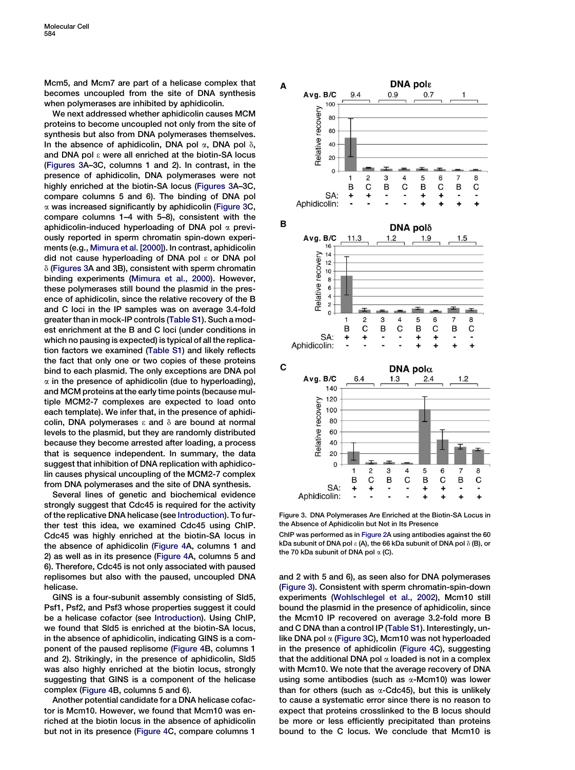Mcm5, and Mcm7 are part of a helicase complex that becomes uncoupled from the site of DNA synthesis when polymerases are inhibited by aphidicolin.

We next addressed whether aphidicolin causes MCM proteins to become uncoupled not only from the site of synthesis but also from DNA polymerases themselves. In the absence of aphidicolin, DNA pol α, DNA pol δ, and DNA pol ε were all enriched at the biotin-SA locus (Figures 3A–3C, columns 1 and 2). In contrast, in the presence of aphidicolin, DNA polymerases were not highly enriched at the biotin-SA locus (Figures 3A–3C, compare columns 5 and 6). The binding of DNA pol α was increased significantly by aphidicolin (Figure 3C, compare columns 1–4 with 5–8), consistent with the aphidicolin-induced hyperloading of DNA pol α previously reported in sperm chromatin spin-down experiments (e.g., Mimura et al. [2000]). In contrast, aphidicolin did not cause hyperloading of DNA pol ε or DNA pol δ (Figures 3A and 3B), consistent with sperm chromatin binding experiments (Mimura et al., 2000). However, these polymerases still bound the plasmid in the presence of aphidicolin, since the relative recovery of the B and C loci in the IP samples was on average 3.4-fold greater than in mock-IP controls (Table S1). Such a modest enrichment at the B and C loci (under conditions in which no pausing is expected) is typical of all the replication factors we examined (Table S1) and likely reflects the fact that only one or two copies of these proteins bind to each plasmid. The only exceptions are DNA pol α in the presence of aphidicolin (due to hyperloading), and MCM proteins at the early time points (because multiple MCM2-7 complexes are expected to load onto each template). We infer that, in the presence of aphidicolin, DNA polymerases ε and δ are bound at normal levels to the plasmid, but they are randomly distributed because they become arrested after loading, a process that is sequence independent. In summary, the data suggest that inhibition of DNA replication with aphidicolin causes physical uncoupling of the MCM2-7 complex from DNA polymerases and the site of DNA synthesis.

Several lines of genetic and biochemical evidence strongly suggest that Cdc45 is required for the activity of the replicative DNA helicase (see Introduction). To further test this idea, we examined Cdc45 using ChIP. Cdc45 was highly enriched at the biotin-SA locus in the absence of aphidicolin (Figure 4A, columns 1 and 2) as well as in its presence (Figure 4A, columns 5 and 6). Therefore, Cdc45 is not only associated with paused replisomes but also with the paused, uncoupled DNA helicase.

GINS is a four-subunit assembly consisting of Sld5, Psf1, Psf2, and Psf3 whose properties suggest it could be a helicase cofactor (see Introduction). Using ChIP, we found that Sld5 is enriched at the biotin-SA locus, in the absence of aphidicolin, indicating GINS is a component of the paused replisome (Figure 4B, columns 1 and 2). Strikingly, in the presence of aphidicolin, Sld5 was also highly enriched at the biotin locus, strongly suggesting that GINS is a component of the helicase complex (Figure 4B, columns 5 and 6).

Another potential candidate for a DNA helicase cofactor is Mcm10. However, we found that Mcm10 was enriched at the biotin locus in the absence of aphidicolin but not in its presence (Figure 4C, compare columns 1 and 2 with 5 and 6), as seen also for DNA polymerases (Figure 3). Consistent with sperm chromatin-spin-down experiments (Wohlschlegel et al., 2002), Mcm10 still bound the plasmid in the presence of aphidicolin, since the Mcm10 IP recovered on average 3.2-fold more B and C DNA than a control IP (Table S1). Interestingly, unlike DNA pol α (Figure 3C), Mcm10 was not hyperloaded in the presence of aphidicolin (Figure 4C), suggesting that the additional DNA pol α loaded is not in a complex with Mcm10. We note that the average recovery of DNA using some antibodies (such as α-Mcm10) was lower than for others (such as α-Cdc45), but this is unlikely to cause a systematic error since there is no reason to expect that proteins crosslinked to the B locus should be more or less efficiently precipitated than proteins bound to the C locus. We conclude that Mcm10 is

Figure 3. DNA Polymerases Are Enriched at the Biotin-SA Locus in the Absence of Aphidicolin but Not in Its Presence

ChIP was performed as in Figure 2A using antibodies against the 60 kDa subunit of DNA pol ε (A), the 66 kDa subunit of DNA pol δ (B), or the 70 kDa subunit of DNA pol α (C).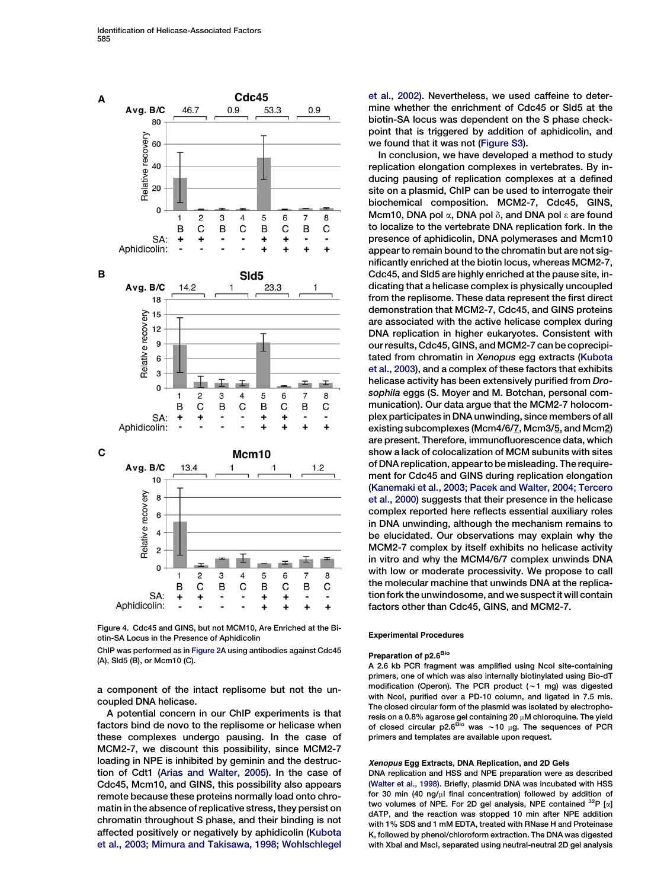Figure 4. Cdc45 and GINS, but not MCM10, Are Enriched at the Biotin-SA Locus in the Presence of Aphidicolin

ChIP was performed as in Figure 2A using antibodies against Cdc45 (A), Sld5 (B), or Mcm10 (C).

a component of the intact replisome but not the uncoupled DNA helicase.

A potential concern in our ChIP experiments is that factors bind de novo to the replisome or helicase when these complexes undergo pausing. In the case of MCM2-7, we discount this possibility, since MCM2-7 loading in NPE is inhibited by geminin and the destruction of Cdt1 (Arias and Walter, 2005). In the case of Cdc45, Mcm10, and GINS, this possibility also appears remote because these proteins normally load onto chromatin in the absence of replicative stress, they persist on chromatin throughout S phase, and their binding is not affected positively or negatively by aphidicolin (Kubota et al., 2003; Mimura and Takisawa, 1998; Wohlschlegel et al., 2002). Nevertheless, we used caffeine to determine whether the enrichment of Cdc45 or Sld5 at the biotin-SA locus was dependent on the S phase checkpoint that is triggered by addition of aphidicolin, and we found that it was not (Figure S3).

In conclusion, we have developed a method to study replication elongation complexes in vertebrates. By inducing pausing of replication complexes at a defined site on a plasmid, ChIP can be used to interrogate their biochemical composition. MCM2-7, Cdc45, GINS, Mcm10, DNA pol α, DNA pol δ, and DNA pol ε are found to localize to the vertebrate DNA replication fork. In the presence of aphidicolin, DNA polymerases and Mcm10 appear to remain bound to the chromatin but are not significantly enriched at the biotin locus, whereas MCM2-7, Cdc45, and Sld5 are highly enriched at the pause site, indicating that a helicase complex is physically uncoupled from the replisome. These data represent the first direct demonstration that MCM2-7, Cdc45, and GINS proteins are associated with the active helicase complex during DNA replication in higher eukaryotes. Consistent with our results, Cdc45, GINS, and MCM2-7 can be coprecipitated from chromatin in *Xenopus* egg extracts (Kubota et al., 2003), and a complex of these factors that exhibits helicase activity has been extensively purified from *Drosophila* eggs (S. Moyer and M. Botchan, personal communication). Our data argue that the MCM2-7 holocomplex participates in DNA unwinding, since members of all existing subcomplexes (Mcm4/6/7, Mcm3/5, and Mcm2) are present. Therefore, immunofluorescence data, which show a lack of colocalization of MCM subunits with sites of DNA replication, appear to be misleading. The requirement for Cdc45 and GINS during replication elongation (Kanemaki et al., 2003; Pacek and Walter, 2004; Tercero et al., 2000) suggests that their presence in the helicase complex reported here reflects essential auxiliary roles in DNA unwinding, although the mechanism remains to be elucidated. Our observations may explain why the MCM2-7 complex by itself exhibits no helicase activity in vitro and why the MCM4/6/7 complex unwinds DNA with low or moderate processivity. We propose to call the molecular machine that unwinds DNA at the replication fork the unwindosome, and we suspect it will contain factors other than Cdc45, GINS, and MCM2-7.

## Experimental Procedures

### Preparation of p2.6$^{Bio}$

A 2.6 kb PCR fragment was amplified using NcoI site-containing primers, one of which was also internally biotinylated using Bio-dT modification (Operon). The PCR product (~1 mg) was digested with NcoI, purified over a PD-10 column, and ligated in 7.5 mls. The closed circular form of the plasmid was isolated by electrophoresis on a 0.8% agarose gel containing 20 μM chloroquine. The yield of closed circular p2.6$^{Bio}$ was ~10 μg. The sequences of PCR primers and templates are available upon request.

### *Xenopus* Egg Extracts, DNA Replication, and 2D Gels

DNA replication and HSS and NPE preparation were as described (Walter et al., 1998). Briefly, plasmid DNA was incubated with HSS for 30 min (40 ng/μl final concentration) followed by addition of two volumes of NPE. For 2D gel analysis, NPE contained $^{32}$P [α] dATP, and the reaction was stopped 10 min after NPE addition with 1% SDS and 1 mM EDTA, treated with RNase H and Proteinase K, followed by phenol/chloroform extraction. The DNA was digested with XbaI and MscI, separated using neutral-neutral 2D gel analysis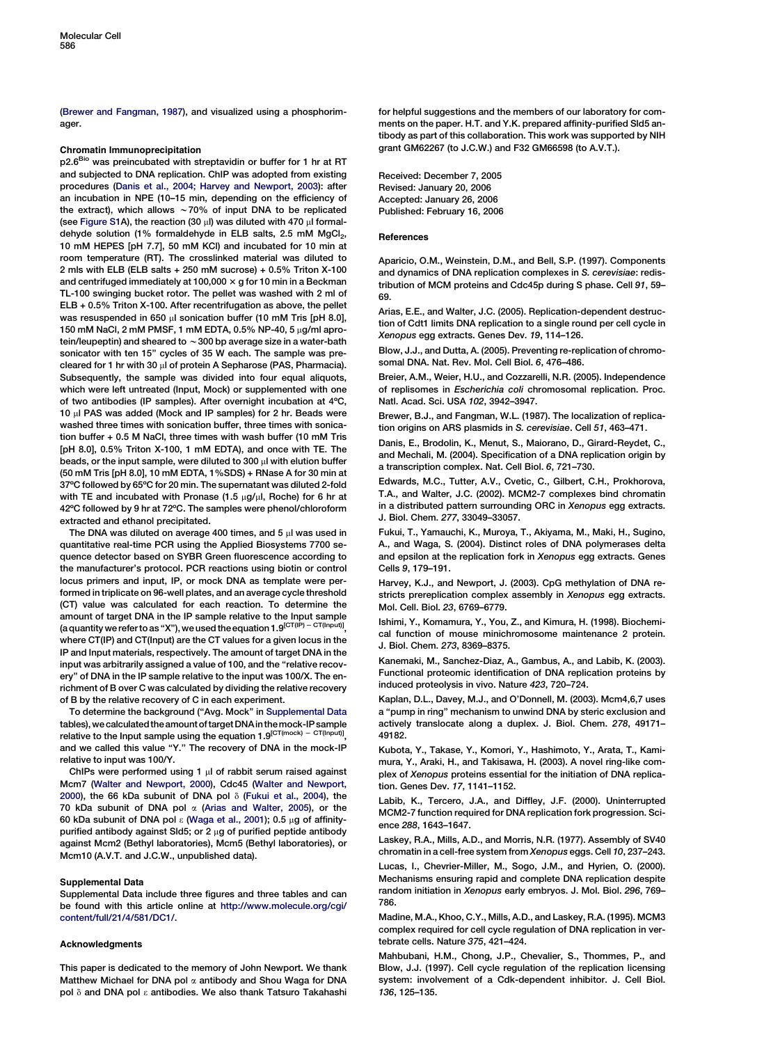(Brewer and Fangman, 1987), and visualized using a phosphorimager.

### Chromatin Immunoprecipitation

p2.6$^{Bio}$ was preincubated with streptavidin or buffer for 1 hr at RT and subjected to DNA replication. ChIP was adopted from existing procedures (Danis et al., 2004; Harvey and Newport, 2003): after an incubation in NPE (10–15 min, depending on the efficiency of the extract), which allows ~70% of input DNA to be replicated (see Figure S1A), the reaction (30 μl) was diluted with 470 μl formaldehyde solution (1% formaldehyde in ELB salts, 2.5 mM $MgCl_2$, 10 mM HEPES [pH 7.7], 50 mM KCl) and incubated for 10 min at room temperature (RT). The crosslinked material was diluted to 2 mls with ELB (ELB salts + 250 mM sucrose) + 0.5% Triton X-100 and centrifuged immediately at 100,000 × g for 10 min in a Beckman TL-100 swinging bucket rotor. The pellet was washed with 2 ml of ELB + 0.5% Triton X-100. After recentrifugation as above, the pellet was resuspended in 650 μl sonication buffer (10 mM Tris [pH 8.0], 150 mM NaCl, 2 mM PMSF, 1 mM EDTA, 0.5% NP-40, 5 μg/ml aprotein/leupeptin) and sheared to ~300 bp average size in a water-bath sonicator with ten 15" cycles of 35 W each. The sample was precleared for 1 hr with 30 μl of protein A Sepharose (PAS, Pharmacia). Subsequently, the sample was divided into four equal aliquots, which were left untreated (Input, Mock) or supplemented with one of two antibodies (IP samples). After overnight incubation at 4ºC, 10 μl PAS was added (Mock and IP samples) for 2 hr. Beads were washed three times with sonication buffer, three times with sonication buffer + 0.5 M NaCl, three times with wash buffer (10 mM Tris [pH 8.0], 0.5% Triton X-100, 1 mM EDTA), and once with TE. The beads, or the input sample, were diluted to 300 μl with elution buffer (50 mM Tris [pH 8.0], 10 mM EDTA, 1%SDS) + RNase A for 30 min at 37ºC followed by 65ºC for 20 min. The supernatant was diluted 2-fold with TE and incubated with Pronase (1.5 μg/μl, Roche) for 6 hr at 42ºC followed by 9 hr at 72ºC. The samples were phenol/chloroform extracted and ethanol precipitated.

The DNA was diluted on average 400 times, and 5 μl was used in quantitative real-time PCR using the Applied Biosystems 7700 sequence detector based on SYBR Green fluorescence according to the manufacturer's protocol. PCR reactions using biotin or control locus primers and input, IP, or mock DNA as template were performed in triplicate on 96-well plates, and an average cycle threshold (CT) value was calculated for each reaction. To determine the amount of target DNA in the IP sample relative to the Input sample (a quantity we refer to as "X"), we used the equation $1.9^{[CT(IP) - CT(Input)]}$, where CT(IP) and CT(Input) are the CT values for a given locus in the IP and Input materials, respectively. The amount of target DNA in the input was arbitrarily assigned a value of 100, and the "relative recovery" of DNA in the IP sample relative to the input was 100/X. The enrichment of B over C was calculated by dividing the relative recovery of B by the relative recovery of C in each experiment.

To determine the background ("Avg. Mock" in Supplemental Data tables), we calculated the amount of target DNA in the mock-IP sample relative to the Input sample using the equation $1.9^{[CT(mock) - CT(Input)]}$, and we called this value "Y." The recovery of DNA in the mock-IP relative to input was 100/Y.

ChIPs were performed using 1 μl of rabbit serum raised against Mcm7 (Walter and Newport, 2000), Cdc45 (Walter and Newport, 2000), the 66 kDa subunit of DNA pol δ (Fukui et al., 2004), the 70 kDa subunit of DNA pol α (Arias and Walter, 2005), or the 60 kDa subunit of DNA pol ε (Waga et al., 2001); 0.5 μg of affinity-purified antibody against Sld5; or 2 μg of purified peptide antibody against Mcm2 (Bethyl laboratories), Mcm5 (Bethyl laboratories), or Mcm10 (A.V.T. and J.C.W., unpublished data).

### Supplemental Data

Supplemental Data include three figures and three tables and can be found with this article online at http://www.molecule.org/cgi/content/full/21/4/581/DC1/.

### Acknowledgments

This paper is dedicated to the memory of John Newport. We thank Matthew Michael for DNA pol α antibody and Shou Waga for DNA pol δ and DNA pol ε antibodies. We also thank Tatsuro Takahashi for helpful suggestions and the members of our laboratory for comments on the paper. H.T. and Y.K. prepared affinity-purified Sld5 antibody as part of this collaboration. This work was supported by NIH grant GM62267 (to J.C.W.) and F32 GM66598 (to A.V.T.).

Received: December 7, 2005
Revised: January 20, 2006
Accepted: January 26, 2006
Published: February 16, 2006

### References

Aparicio, O.M., Weinstein, D.M., and Bell, S.P. (1997). Components and dynamics of DNA replication complexes in *S. cerevisiae*: redistribution of MCM proteins and Cdc45p during S phase. Cell *91*, 59–69.

Arias, E.E., and Walter, J.C. (2005). Replication-dependent destruction of Cdt1 limits DNA replication to a single round per cell cycle in *Xenopus* egg extracts. Genes Dev. *19*, 114–126.

Blow, J.J., and Dutta, A. (2005). Preventing re-replication of chromosomal DNA. Nat. Rev. Mol. Cell Biol. *6*, 476–486.

Breier, A.M., Weier, H.U., and Cozzarelli, N.R. (2005). Independence of replisomes in *Escherichia coli* chromosomal replication. Proc. Natl. Acad. Sci. USA *102*, 3942–3947.

Brewer, B.J., and Fangman, W.L. (1987). The localization of replication origins on ARS plasmids in *S. cerevisiae*. Cell *51*, 463–471.

Danis, E., Brodolin, K., Menut, S., Maiorano, D., Girard-Reydet, C., and Mechali, M. (2004). Specification of a DNA replication origin by a transcription complex. Nat. Cell Biol. *6*, 721–730.

Edwards, M.C., Tutter, A.V., Cvetic, C., Gilbert, C.H., Prokhorova, T.A., and Walter, J.C. (2002). MCM2-7 complexes bind chromatin in a distributed pattern surrounding ORC in *Xenopus* egg extracts. J. Biol. Chem. *277*, 33049–33057.

Fukui, T., Yamauchi, K., Muroya, T., Akiyama, M., Maki, H., Sugino, A., and Waga, S. (2004). Distinct roles of DNA polymerases delta and epsilon at the replication fork in *Xenopus* egg extracts. Genes Cells *9*, 179–191.

Harvey, K.J., and Newport, J. (2003). CpG methylation of DNA restricts prereplication complex assembly in *Xenopus* egg extracts. Mol. Cell. Biol. *23*, 6769–6779.

Ishimi, Y., Komamura, Y., You, Z., and Kimura, H. (1998). Biochemical function of mouse minichromosome maintenance 2 protein. J. Biol. Chem. *273*, 8369–8375.

Kanemaki, M., Sanchez-Diaz, A., Gambus, A., and Labib, K. (2003). Functional proteomic identification of DNA replication proteins by induced proteolysis in vivo. Nature *423*, 720–724.

Kaplan, D.L., Davey, M.J., and O'Donnell, M. (2003). Mcm4,6,7 uses a "pump in ring" mechanism to unwind DNA by steric exclusion and actively translocate along a duplex. J. Biol. Chem. *278*, 49171–49182.

Kubota, Y., Takase, Y., Komori, Y., Hashimoto, Y., Arata, T., Kamimura, Y., Araki, H., and Takisawa, H. (2003). A novel ring-like complex of *Xenopus* proteins essential for the initiation of DNA replication. Genes Dev. *17*, 1141–1152.

Labib, K., Tercero, J.A., and Diffley, J.F. (2000). Uninterrupted MCM2-7 function required for DNA replication fork progression. Science *288*, 1643–1647.

Laskey, R.A., Mills, A.D., and Morris, N.R. (1977). Assembly of SV40 chromatin in a cell-free system from *Xenopus* eggs. Cell *10*, 237–243.

Lucas, I., Chevrier-Miller, M., Sogo, J.M., and Hyrien, O. (2000). Mechanisms ensuring rapid and complete DNA replication despite random initiation in *Xenopus* early embryos. J. Mol. Biol. *296*, 769–786.

Madine, M.A., Khoo, C.Y., Mills, A.D., and Laskey, R.A. (1995). MCM3 complex required for cell cycle regulation of DNA replication in vertebrate cells. Nature *375*, 421–424.

Mahbubani, H.M., Chong, J.P., Chevalier, S., Thommes, P., and Blow, J.J. (1997). Cell cycle regulation of the replication licensing system: involvement of a Cdk-dependent inhibitor. J. Cell Biol. *136*, 125–135.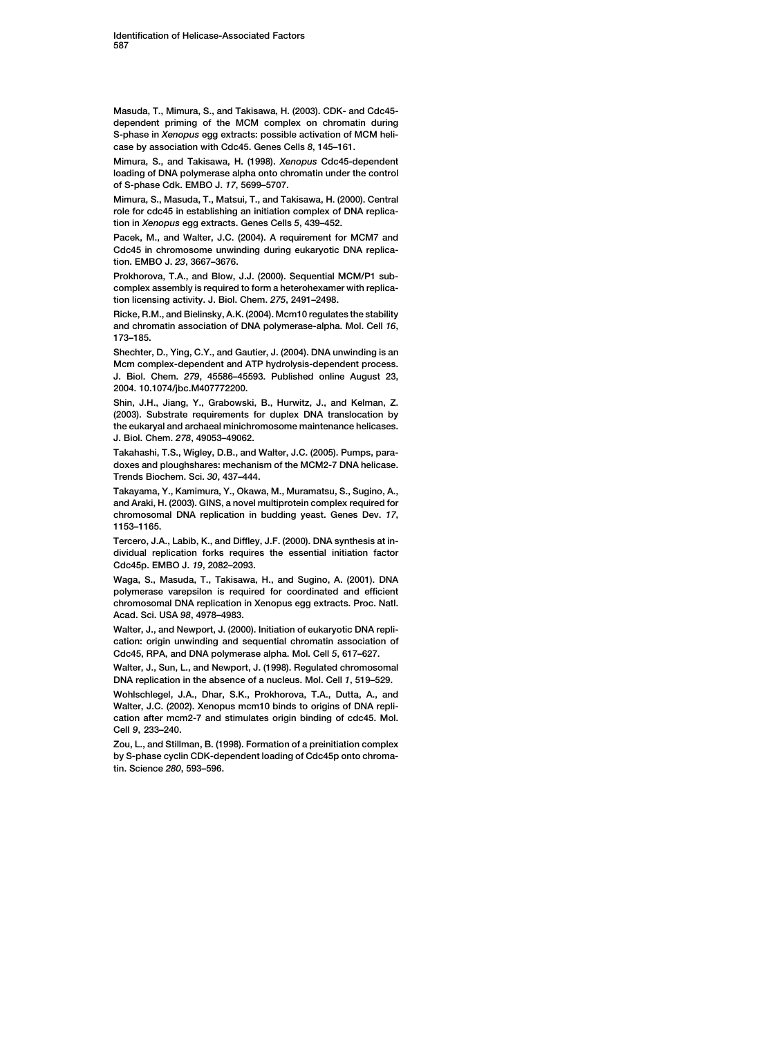Masuda, T., Mimura, S., and Takisawa, H. (2003). CDK- and Cdc45-dependent priming of the MCM complex on chromatin during S-phase in *Xenopus* egg extracts: possible activation of MCM helicase by association with Cdc45. Genes Cells *8*, 145–161.

Mimura, S., and Takisawa, H. (1998). *Xenopus* Cdc45-dependent loading of DNA polymerase alpha onto chromatin under the control of S-phase Cdk. EMBO J. *17*, 5699–5707.

Mimura, S., Masuda, T., Matsui, T., and Takisawa, H. (2000). Central role for cdc45 in establishing an initiation complex of DNA replication in *Xenopus* egg extracts. Genes Cells *5*, 439–452.

Pacek, M., and Walter, J.C. (2004). A requirement for MCM7 and Cdc45 in chromosome unwinding during eukaryotic DNA replication. EMBO J. *23*, 3667–3676.

Prokhorova, T.A., and Blow, J.J. (2000). Sequential MCM/P1 subcomplex assembly is required to form a heterohexamer with replication licensing activity. J. Biol. Chem. *275*, 2491–2498.

Ricke, R.M., and Bielinsky, A.K. (2004). Mcm10 regulates the stability and chromatin association of DNA polymerase-alpha. Mol. Cell *16*, 173–185.

Shechter, D., Ying, C.Y., and Gautier, J. (2004). DNA unwinding is an Mcm complex-dependent and ATP hydrolysis-dependent process. J. Biol. Chem. *279*, 45586–45593. Published online August 23, 2004. 10.1074/jbc.M407772200.

Shin, J.H., Jiang, Y., Grabowski, B., Hurwitz, J., and Kelman, Z. (2003). Substrate requirements for duplex DNA translocation by the eukaryal and archaeal minichromosome maintenance helicases. J. Biol. Chem. *278*, 49053–49062.

Takahashi, T.S., Wigley, D.B., and Walter, J.C. (2005). Pumps, paradoxes and ploughshares: mechanism of the MCM2-7 DNA helicase. Trends Biochem. Sci. *30*, 437–444.

Takayama, Y., Kamimura, Y., Okawa, M., Muramatsu, S., Sugino, A., and Araki, H. (2003). GINS, a novel multiprotein complex required for chromosomal DNA replication in budding yeast. Genes Dev. *17*, 1153–1165.

Tercero, J.A., Labib, K., and Diffley, J.F. (2000). DNA synthesis at individual replication forks requires the essential initiation factor Cdc45p. EMBO J. *19*, 2082–2093.

Waga, S., Masuda, T., Takisawa, H., and Sugino, A. (2001). DNA polymerase varepsilon is required for coordinated and efficient chromosomal DNA replication in Xenopus egg extracts. Proc. Natl. Acad. Sci. USA *98*, 4978–4983.

Walter, J., and Newport, J. (2000). Initiation of eukaryotic DNA replication: origin unwinding and sequential chromatin association of Cdc45, RPA, and DNA polymerase alpha. Mol. Cell *5*, 617–627.

Walter, J., Sun, L., and Newport, J. (1998). Regulated chromosomal DNA replication in the absence of a nucleus. Mol. Cell *1*, 519–529.

Wohlschlegel, J.A., Dhar, S.K., Prokhorova, T.A., Dutta, A., and Walter, J.C. (2002). Xenopus mcm10 binds to origins of DNA replication after mcm2-7 and stimulates origin binding of cdc45. Mol. Cell *9*, 233–240.

Zou, L., and Stillman, B. (1998). Formation of a preinitiation complex by S-phase cyclin CDK-dependent loading of Cdc45p onto chromatin. Science *280*, 593–596.